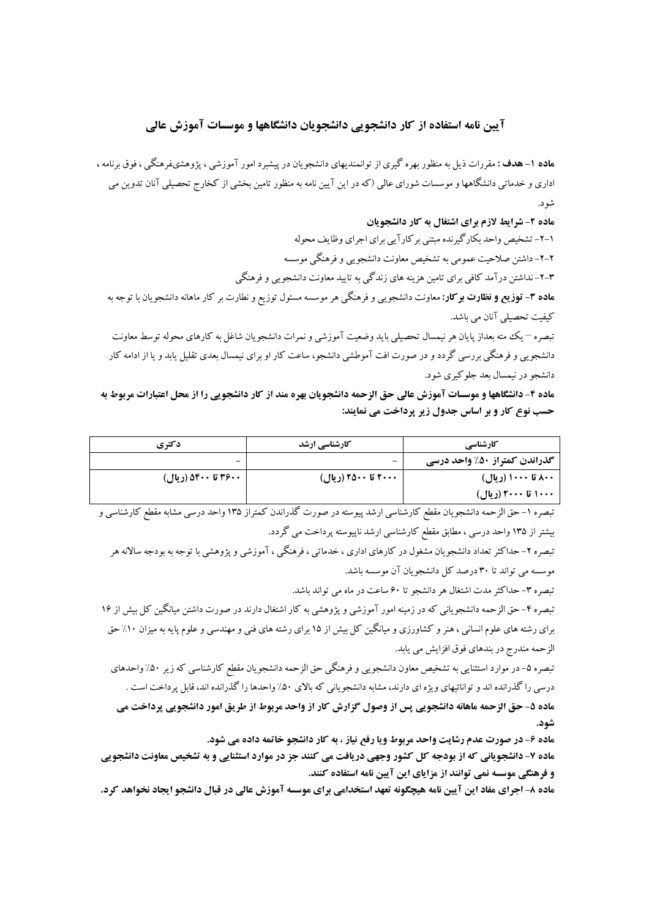# آیین نامه استفاده از کار دانشجویی دانشجویان دانشگاهها و موسسات آموزش عالی

**ماده ۱- هدف :** مقررات ذیل به منظور بهره گیری از توانمندیهای دانشجویان در پیشبرد امور آموزشی ، پژوهشی،فرهنگی ، فوق برنامه ، اداری و خدماتی دانشگاهها و موسسات شورای عالی (که در این آیین نامه به منظور تامین بخشی از کخارج تحصیلی آنان تدوین می شود.

**ماده ۲- شرایط لازم برای اشتغال به کار دانشجویان**

۱-۲- تشخیص واحد بکارگیرنده مبتنی برکارآیی برای اجرای وظایف محوله

۲-۲- داشتن صلاحیت عمومی به تشخیص معاونت دانشجویی و فرهنگی موسسه

۳-۲- نداشتن درآمد کافی برای تامین هزینه های زندگی به تایید معاونت دانشجویی و فرهنگی

**ماده ۳- توزیع و نظارت برکار:** معاونت دانشجویی و فرهنگی هر موسسه مسئول توزیع و نظارت بر کار ماهانه دانشجویان با توجه به کیفیت تحصیلی آنان می باشد.

تبصره – یک مته بعداز پایان هر نیمسال تحصیلی باید وضعیت آموزشی و نمرات دانشجویان شاغل به کارهای محوله توسط معاونت دانشجویی و فرهنگی بررسی گردد و در صورت افت آموطشی دانشجو، ساعت کار او برای نیمسال بعدی تقلیل یابد و یا از ادامه کار دانشجو در نیمسال بعد جلوگیری شود.

**ماده ۴- دانشگاهها و موسسات آموزش عالی حق الزحمه دانشجویان بهره مند از کار دانشجویی را از محل اعتبارات مربوط به حسب نوع کار و بر اساس جدول زیر پرداخت می نمایند:**

| کارشناسی | کارشناسی ارشد | دکتری |
| --- | --- | --- |
| **گذراندن کمتراز ۵۰٪ واحد درسی** | – | – |
| **۸۰۰ تا ۱۰۰۰ (ریال)**<br>**۱۰۰۰ تا ۲۰۰۰ (ریال)** | **۲۰۰۰ تا ۲۵۰۰ (ریال)** | **۳۶۰۰ تا ۵۴۰۰ (ریال)** |

تبصره ۱- حق الزحمه دانشجویان مقطع کارشناسی ارشد پیوسته در صورت گذراندن کمتراز ۱۳۵ واحد درسی مشابه مقطع کارشناسی و بیشتر از ۱۳۵ واحد درسی ، مطابق مقطع کارشناسی ارشد ناپیوسته پرداخت می گردد.

تبصره ۲- حداکثر تعداد دانشجویان مشغول در کارهای اداری ، خدماتی ، فرهنگی ، آموزشی و پژوهشی با توجه به بودجه سالانه هر موسسه می تواند تا ۳۰ درصد کل دانشجویان آن موسسه باشد.

تبصره ۳- حداکثر مدت اشتغال هر دانشجو تا ۶۰ ساعت در ماه می تواند باشد.

تبصره ۴- حق الزحمه دانشجویانی که در زمینه امور آموزشی و پژوهشی به کار اشتغال دارند در صورت داشتن میانگین کل بیش از ۱۶ برای رشته های علوم انسانی ، هنر و کشاورزی و میانگین کل بیش از ۱۵ برای رشته های فنی و مهندسی و علوم پایه به میزان ۱۰٪ حق الزحمه مندرج در بندهای فوق افزایش می یابد.

تبصره ۵- در موارد استثنایی به تشخیص معاون دانشجویی و فرهنگی حق الزحمه دانشجویان مقطع کارشناسی که زیر ۵۰٪ واحدهای درسی را گذرانده اند و توانائیهای ویژه ای دارند، مشابه دانشجویانی که بالای ۵۰٪ واحدها را گذرانده اند، قابل پرداخت است .

**ماده ۵- حق الزحمه ماهانه دانشجویی پس از وصول گزارش کار از واحد مربوط از طریق امور دانشجویی پرداخت می شود.**

**ماده ۶- در صورت عدم رشایت واحد مربوط ویا رفع نیاز ، به کار دانشجو خاتمه داده می شود.**

**ماده ۷- دانشجویانی که از بودجه کل کشور وجهی دریافت می کنند جز در موارد استثنایی و به تشخیص معاونت دانشجویی و فرهنگی موسسه نمی توانند از مزایای این آیین نامه استفاده کنند.**

**ماده ۸- اجرای مفاد این آیین نامه هیچگونه تعهد استخدامی برای موسسه آموزش عالی در قبال دانشجو ایجاد نخواهد کرد.**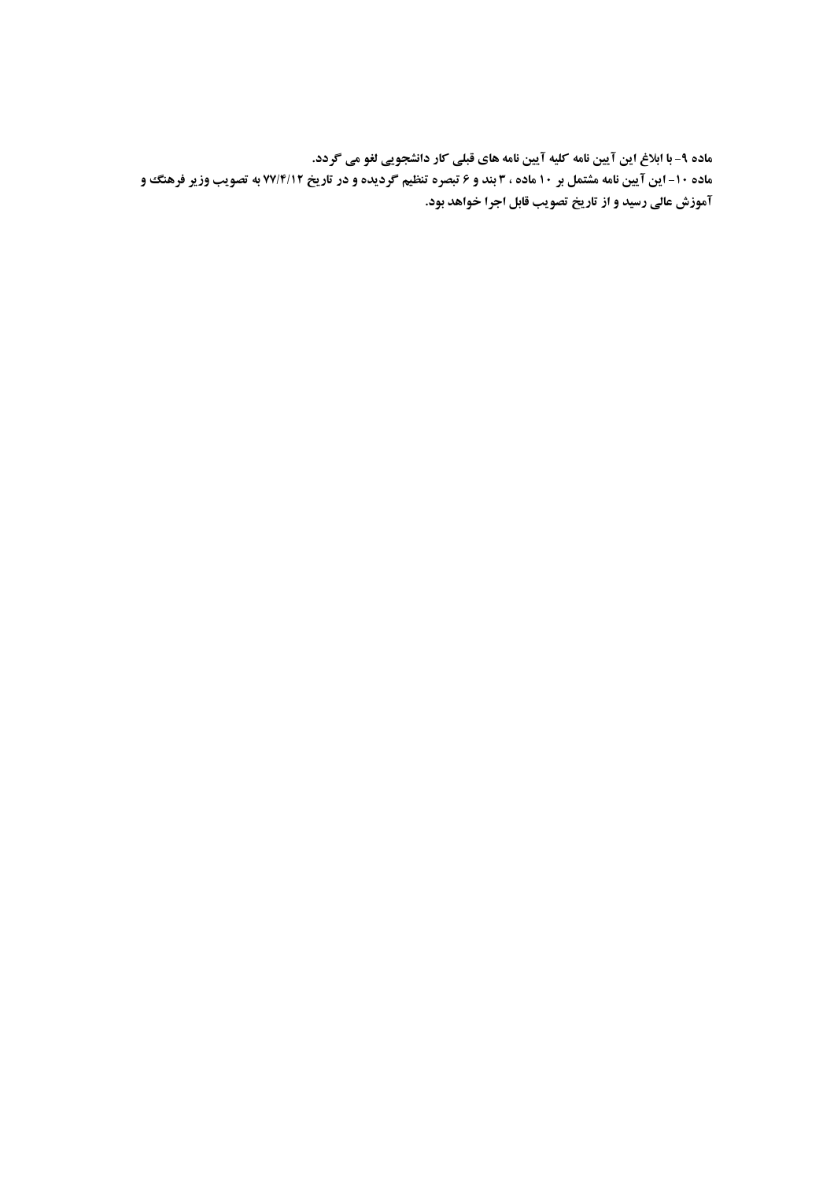**ماده ۹- با ابلاغ این آیین نامه کلیه آیین نامه های قبلی کار دانشجویی لغو می گردد.**

**ماده ۱۰- این آیین نامه مشتمل بر ۱۰ ماده ، ۳ بند و ۶ تبصره تنظیم گردیده و در تاریخ ۷۷/۴/۱۲ به تصویب وزیر فرهنگ و آموزش عالی رسید و از تاریخ تصویب قابل اجرا خواهد بود.**